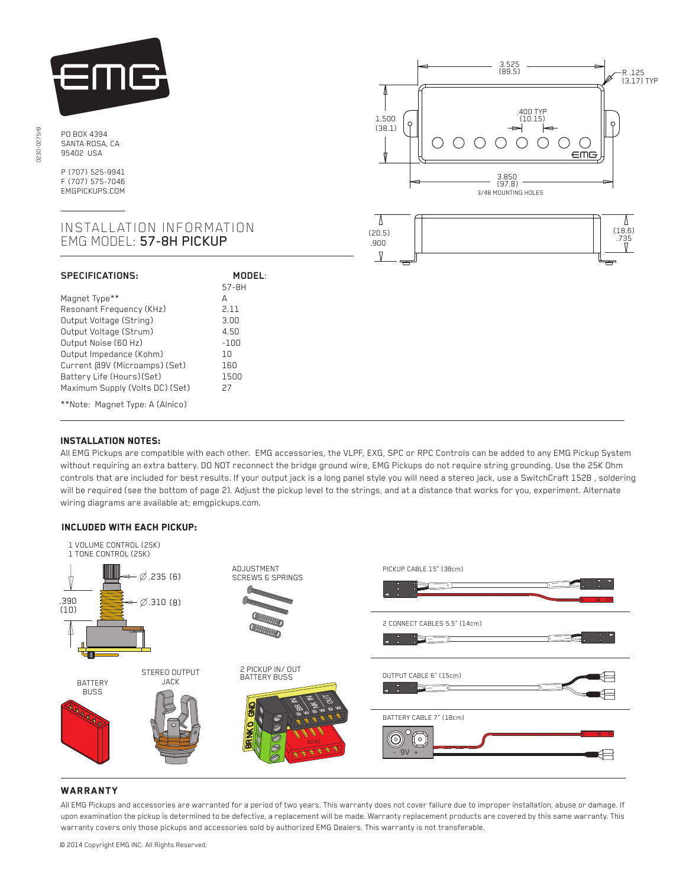PO BOX 4394
SANTA ROSA, CA
95402 USA

P (707) 525-9941
F (707) 575-7046
EMGPICKUPS.COM

# INSTALLATION INFORMATION
## EMG MODEL: 57-8H PICKUP

### SPECIFICATIONS:

| | MODEL: 57-8H |
|---|---|
| Magnet Type** | A |
| Resonant Frequency (KHz) | 2.11 |
| Output Voltage (String) | 3.00 |
| Output Voltage (Strum) | 4.50 |
| Output Noise (60 Hz) | -100 |
| Output Impedance (Kohm) | 10 |
| Current @9V (Microamps) (Set) | 160 |
| Battery Life (Hours)(Set) | 1500 |
| Maximum Supply (Volts DC) (Set) | 27 |

**Note: Magnet Type: A (Alnico)

3.525 (89.5)
R .125 (3.17) TYP
.400 TYP (10.15)
1.500 (38.1)
3.850 (97.8)
3/48 MOUNTING HOLES
(20.5) .900
(18.6) .735

### INSTALLATION NOTES:

All EMG Pickups are compatible with each other. EMG accessories, the VLPF, EXG, SPC or RPC Controls can be added to any EMG Pickup System without requiring an extra battery. DO NOT reconnect the bridge ground wire, EMG Pickups do not require string grounding. Use the 25K Ohm controls that are included for best results. If your output jack is a long panel style you will need a stereo jack, use a SwitchCraft 152B , soldering will be required (see the bottom of page 2). Adjust the pickup level to the strings, and at a distance that works for you, experiment. Alternate wiring diagrams are available at; emgpickups.com.

### INCLUDED WITH EACH PICKUP:

1 VOLUME CONTROL (25K)
1 TONE CONTROL (25K)

∅.235 (6)
∅.310 (8)
.390 (10)

ADJUSTMENT SCREWS & SPRINGS

PICKUP CABLE 15" (38cm)

2 CONNECT CABLES 5.5" (14cm)

BATTERY BUSS

STEREO OUTPUT JACK

2 PICKUP IN/ OUT BATTERY BUSS

OUTPUT CABLE 6" (15cm)

BATTERY CABLE 7" (18cm)

### WARRANTY

All EMG Pickups and accessories are warranted for a period of two years. This warranty does not cover failure due to improper installation, abuse or damage. If upon examination the pickup is determined to be defective, a replacement will be made. Warranty replacement products are covered by this same warranty. This warranty covers only those pickups and accessories sold by authorized EMG Dealers. This warranty is not transferable.

© 2014 Copyright EMG INC. All Rights Reserved.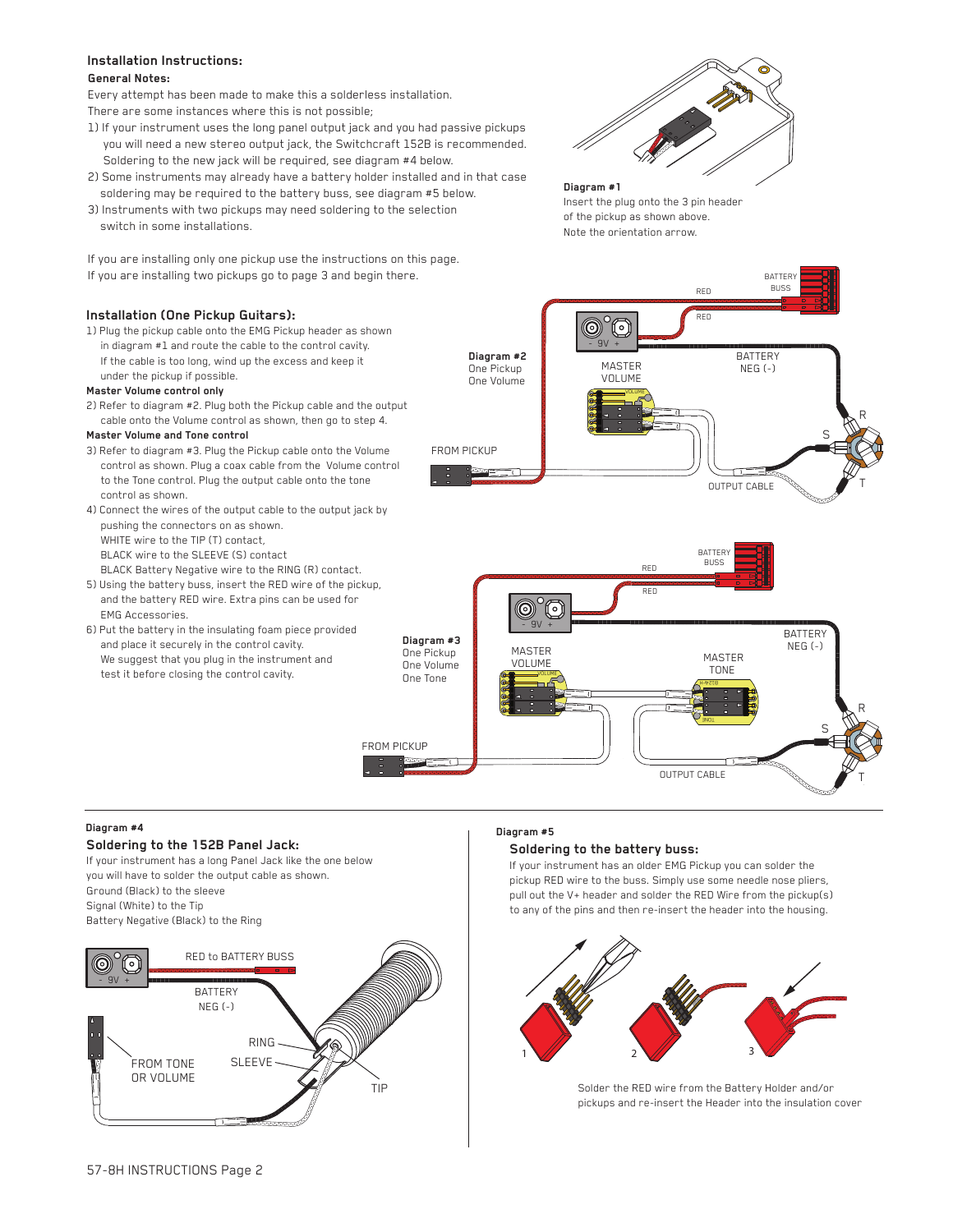## Installation Instructions:

**General Notes:**

Every attempt has been made to make this a solderless installation. There are some instances where this is not possible;

1) If your instrument uses the long panel output jack and you had passive pickups you will need a new stereo output jack, the Switchcraft 152B is recommended. Soldering to the new jack will be required, see diagram #4 below.
2) Some instruments may already have a battery holder installed and in that case soldering may be required to the battery buss, see diagram #5 below.
3) Instruments with two pickups may need soldering to the selection switch in some installations.

If you are installing only one pickup use the instructions on this page.
If you are installing two pickups go to page 3 and begin there.

**Diagram #1**
Insert the plug onto the 3 pin header of the pickup as shown above. Note the orientation arrow.

## Installation (One Pickup Guitars):

1) Plug the pickup cable onto the EMG Pickup header as shown in diagram #1 and route the cable to the control cavity. If the cable is too long, wind up the excess and keep it under the pickup if possible.

**Master Volume control only**

2) Refer to diagram #2. Plug both the Pickup cable and the output cable onto the Volume control as shown, then go to step 4.

**Master Volume and Tone control**

3) Refer to diagram #3. Plug the Pickup cable onto the Volume control as shown. Plug a coax cable from the Volume control to the Tone control. Plug the output cable onto the tone control as shown.
4) Connect the wires of the output cable to the output jack by pushing the connectors on as shown.
   WHITE wire to the TIP (T) contact,
   BLACK wire to the SLEEVE (S) contact
   BLACK Battery Negative wire to the RING (R) contact.
5) Using the battery buss, insert the RED wire of the pickup, and the battery RED wire. Extra pins can be used for EMG Accessories.
6) Put the battery in the insulating foam piece provided and place it securely in the control cavity. We suggest that you plug in the instrument and test it before closing the control cavity.

**Diagram #2**
One Pickup
One Volume

**Diagram #3**
One Pickup
One Volume
One Tone

**Diagram #4**

### Soldering to the 152B Panel Jack:

If your instrument has a long Panel Jack like the one below you will have to solder the output cable as shown.
Ground (Black) to the sleeve
Signal (White) to the Tip
Battery Negative (Black) to the Ring

**Diagram #5**

### Soldering to the battery buss:

If your instrument has an older EMG Pickup you can solder the pickup RED wire to the buss. Simply use some needle nose pliers, pull out the V+ header and solder the RED Wire from the pickup(s) to any of the pins and then re-insert the header into the housing.

Solder the RED wire from the Battery Holder and/or pickups and re-insert the Header into the insulation cover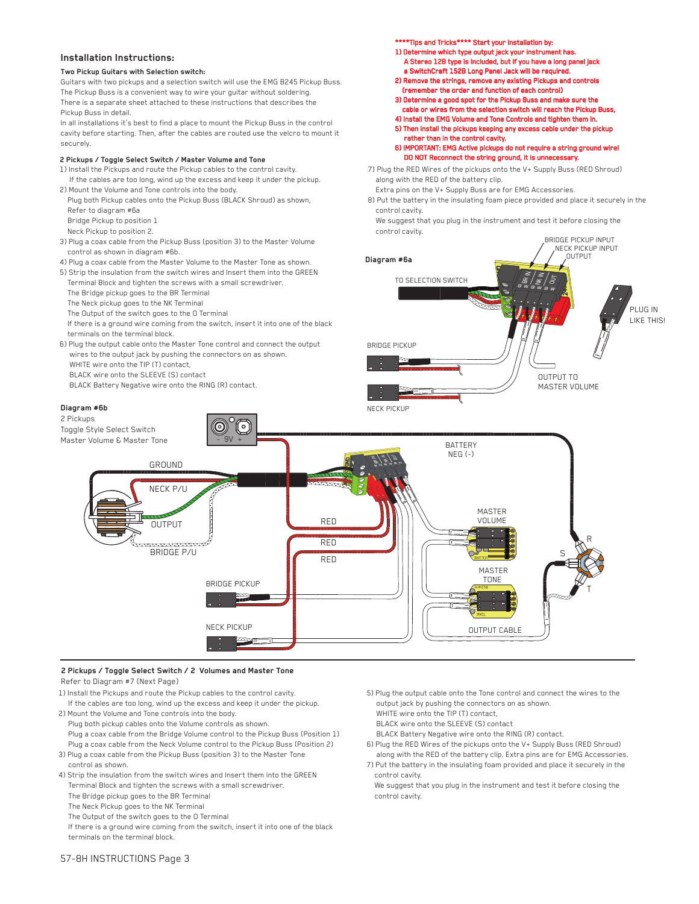## Installation Instructions:

### Two Pickup Guitars with Selection switch:

Guitars with two pickups and a selection switch will use the EMG B245 Pickup Buss. The Pickup Buss is a convenient way to wire your guitar without soldering. There is a separate sheet attached to these instructions that describes the Pickup Buss in detail.

In all installations it's best to find a place to mount the Pickup Buss in the control cavity before starting. Then, after the cables are routed use the velcro to mount it securely.

### 2 Pickups / Toggle Select Switch / Master Volume and Tone

1) Install the Pickups and route the Pickup cables to the control cavity.
   If the cables are too long, wind up the excess and keep it under the pickup.
2) Mount the Volume and Tone controls into the body.
   Plug both Pickup cables onto the Pickup Buss (BLACK Shroud) as shown,
   Refer to diagram #6a
   Bridge Pickup to position 1
   Neck Pickup to position 2.
3) Plug a coax cable from the Pickup Buss (position 3) to the Master Volume control as shown in diagram #6b.
4) Plug a coax cable from the Master Volume to the Master Tone as shown.
5) Strip the insulation from the switch wires and Insert them into the GREEN Terminal Block and tighten the screws with a small screwdriver.
   The Bridge pickup goes to the BR Terminal
   The Neck pickup goes to the NK Terminal
   The Output of the switch goes to the O Terminal
   If there is a ground wire coming from the switch, insert it into one of the black terminals on the terminal block.
6) Plug the output cable onto the Master Tone control and connect the output wires to the output jack by pushing the connectors on as shown.
   WHITE wire onto the TIP (T) contact,
   BLACK wire onto the SLEEVE (S) contact
   BLACK Battery Negative wire onto the RING (R) contact.

**\*\*\*\*Tips and Tricks\*\*\*\* Start your installation by:**

**1) Determine which type output jack your instrument has.**
**A Stereo 12B type is included, but if you have a long panel jack a SwitchCraft 152B Long Panel Jack will be required.**
**2) Remove the strings, remove any existing Pickups and controls (remember the order and function of each control)**
**3) Determine a good spot for the Pickup Buss and make sure the cable or wires from the selection switch will reach the Pickup Buss,**
**4) Install the EMG Volume and Tone Controls and tighten them in.**
**5) Then install the pickups keeping any excess cable under the pickup rather than in the control cavity.**
**6) IMPORTANT: EMG Active pickups do not require a string ground wire! DO NOT Reconnect the string ground, it is unnecessary.**

7) Plug the RED Wires of the pickups onto the V+ Supply Buss (RED Shroud) along with the RED of the battery clip.
   Extra pins on the V+ Supply Buss are for EMG Accessories.
8) Put the battery in the insulating foam piece provided and place it securely in the control cavity.
   We suggest that you plug in the instrument and test it before closing the control cavity.

**Diagram #6a**

BRIDGE PICKUP INPUT
NECK PICKUP INPUT
OUTPUT
TO SELECTION SWITCH
PLUG IN LIKE THIS!
BRIDGE PICKUP
NECK PICKUP
OUTPUT TO MASTER VOLUME

**Diagram #6b**
2 Pickups
Toggle Style Select Switch
Master Volume & Master Tone

9V
GROUND
NECK P/U
OUTPUT
BRIDGE P/U
BATTERY NEG (-)
RED
RED
RED
MASTER VOLUME
MASTER TONE
BRIDGE PICKUP
NECK PICKUP
OUTPUT CABLE
R
S
T

### 2 Pickups / Toggle Select Switch / 2 Volumes and Master Tone

Refer to Diagram #7 (Next Page)

1) Install the Pickups and route the Pickup cables to the control cavity.
   If the cables are too long, wind up the excess and keep it under the pickup.
2) Mount the Volume and Tone controls into the body.
   Plug both pickup cables onto the Volume controls as shown.
   Plug a coax cable from the Bridge Volume control to the Pickup Buss (Position 1)
   Plug a coax cable from the Neck Volume control to the Pickup Buss (Position 2)
3) Plug a coax cable from the Pickup Buss (position 3) to the Master Tone control as shown.
4) Strip the insulation from the switch wires and Insert them into the GREEN Terminal Block and tighten the screws with a small screwdriver.
   The Bridge pickup goes to the BR Terminal
   The Neck Pickup goes to the NK Terminal
   The Output of the switch goes to the O Terminal
   If there is a ground wire coming from the switch, insert it into one of the black terminals on the terminal block.
5) Plug the output cable onto the Tone control and connect the wires to the output jack by pushing the connectors on as shown.
   WHITE wire onto the TIP (T) contact,
   BLACK wire onto the SLEEVE (S) contact
   BLACK Battery Negative wire onto the RING (R) contact.
6) Plug the RED Wires of the pickups onto the V+ Supply Buss (RED Shroud) along with the RED of the battery clip. Extra pins are for EMG Accessories.
7) Put the battery in the insulating foam provided and place it securely in the control cavity.
   We suggest that you plug in the instrument and test it before closing the control cavity.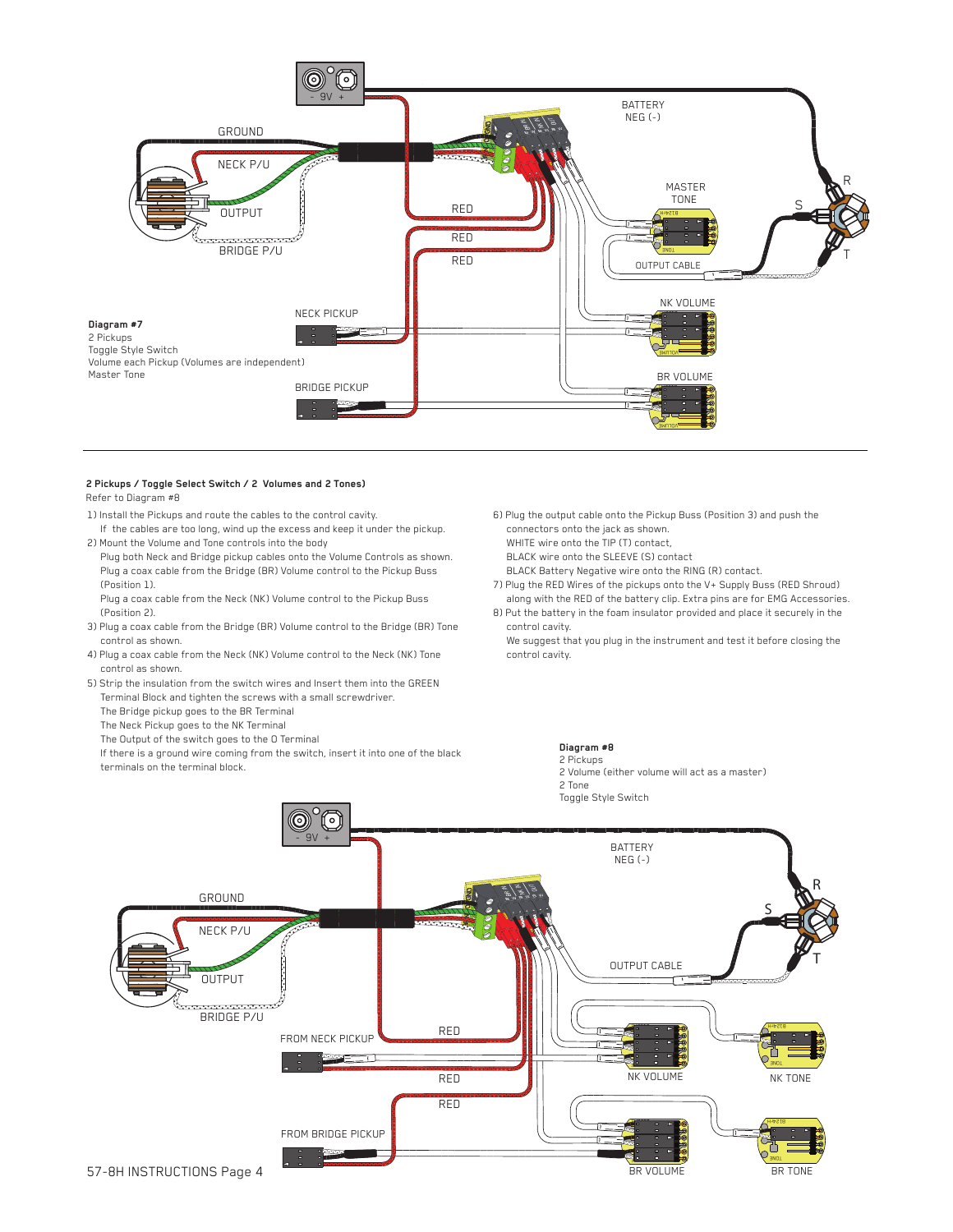BATTERY NEG (-)

GROUND

NECK P/U

OUTPUT

BRIDGE P/U

RED

RED

RED

MASTER TONE

OUTPUT CABLE

R

S

T

NECK PICKUP

NK VOLUME

BRIDGE PICKUP

BR VOLUME

**Diagram #7**
2 Pickups
Toggle Style Switch
Volume each Pickup (Volumes are independent)
Master Tone

---

**2 Pickups / Toggle Select Switch / 2 Volumes and 2 Tones)**
Refer to Diagram #8

1) Install the Pickups and route the cables to the control cavity.
   If the cables are too long, wind up the excess and keep it under the pickup.
2) Mount the Volume and Tone controls into the body
   Plug both Neck and Bridge pickup cables onto the Volume Controls as shown.
   Plug a coax cable from the Bridge (BR) Volume control to the Pickup Buss (Position 1).
   Plug a coax cable from the Neck (NK) Volume control to the Pickup Buss (Position 2).
3) Plug a coax cable from the Bridge (BR) Volume control to the Bridge (BR) Tone control as shown.
4) Plug a coax cable from the Neck (NK) Volume control to the Neck (NK) Tone control as shown.
5) Strip the insulation from the switch wires and Insert them into the GREEN Terminal Block and tighten the screws with a small screwdriver.
   The Bridge pickup goes to the BR Terminal
   The Neck Pickup goes to the NK Terminal
   The Output of the switch goes to the O Terminal
   If there is a ground wire coming from the switch, insert it into one of the black terminals on the terminal block.
6) Plug the output cable onto the Pickup Buss (Position 3) and push the connectors onto the jack as shown.
   WHITE wire onto the TIP (T) contact,
   BLACK wire onto the SLEEVE (S) contact
   BLACK Battery Negative wire onto the RING (R) contact.
7) Plug the RED Wires of the pickups onto the V+ Supply Buss (RED Shroud) along with the RED of the battery clip. Extra pins are for EMG Accessories.
8) Put the battery in the foam insulator provided and place it securely in the control cavity.
   We suggest that you plug in the instrument and test it before closing the control cavity.

**Diagram #8**
2 Pickups
2 Volume (either volume will act as a master)
2 Tone
Toggle Style Switch

BATTERY NEG (-)

GROUND

NECK P/U

OUTPUT

BRIDGE P/U

R

S

T

OUTPUT CABLE

FROM NECK PICKUP

RED

RED

RED

NK VOLUME

NK TONE

FROM BRIDGE PICKUP

BR VOLUME

BR TONE

57-8H INSTRUCTIONS Page 4